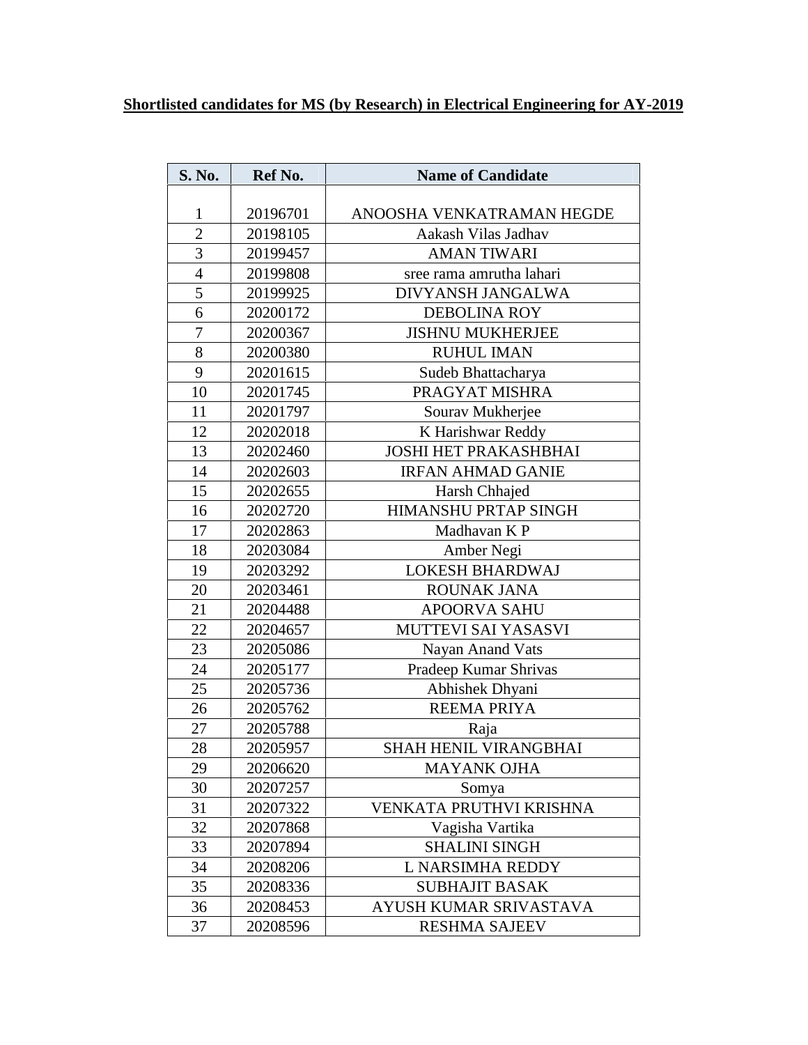**Shortlisted candidates for MS (by Research) in Electrical Engineering for AY-2019**

| S. No. | Ref No. | Name of Candidate |
|---|---|---|
| 1 | 20196701 | ANOOSHA VENKATRAMAN HEGDE |
| 2 | 20198105 | Aakash Vilas Jadhav |
| 3 | 20199457 | AMAN TIWARI |
| 4 | 20199808 | sree rama amrutha lahari |
| 5 | 20199925 | DIVYANSH JANGALWA |
| 6 | 20200172 | DEBOLINA ROY |
| 7 | 20200367 | JISHNU MUKHERJEE |
| 8 | 20200380 | RUHUL IMAN |
| 9 | 20201615 | Sudeb Bhattacharya |
| 10 | 20201745 | PRAGYAT MISHRA |
| 11 | 20201797 | Sourav Mukherjee |
| 12 | 20202018 | K Harishwar Reddy |
| 13 | 20202460 | JOSHI HET PRAKASHBHAI |
| 14 | 20202603 | IRFAN AHMAD GANIE |
| 15 | 20202655 | Harsh Chhajed |
| 16 | 20202720 | HIMANSHU PRTAP SINGH |
| 17 | 20202863 | Madhavan K P |
| 18 | 20203084 | Amber Negi |
| 19 | 20203292 | LOKESH BHARDWAJ |
| 20 | 20203461 | ROUNAK JANA |
| 21 | 20204488 | APOORVA SAHU |
| 22 | 20204657 | MUTTEVI SAI YASASVI |
| 23 | 20205086 | Nayan Anand Vats |
| 24 | 20205177 | Pradeep Kumar Shrivas |
| 25 | 20205736 | Abhishek Dhyani |
| 26 | 20205762 | REEMA PRIYA |
| 27 | 20205788 | Raja |
| 28 | 20205957 | SHAH HENIL VIRANGBHAI |
| 29 | 20206620 | MAYANK OJHA |
| 30 | 20207257 | Somya |
| 31 | 20207322 | VENKATA PRUTHVI KRISHNA |
| 32 | 20207868 | Vagisha Vartika |
| 33 | 20207894 | SHALINI SINGH |
| 34 | 20208206 | L NARSIMHA REDDY |
| 35 | 20208336 | SUBHAJIT BASAK |
| 36 | 20208453 | AYUSH KUMAR SRIVASTAVA |
| 37 | 20208596 | RESHMA SAJEEV |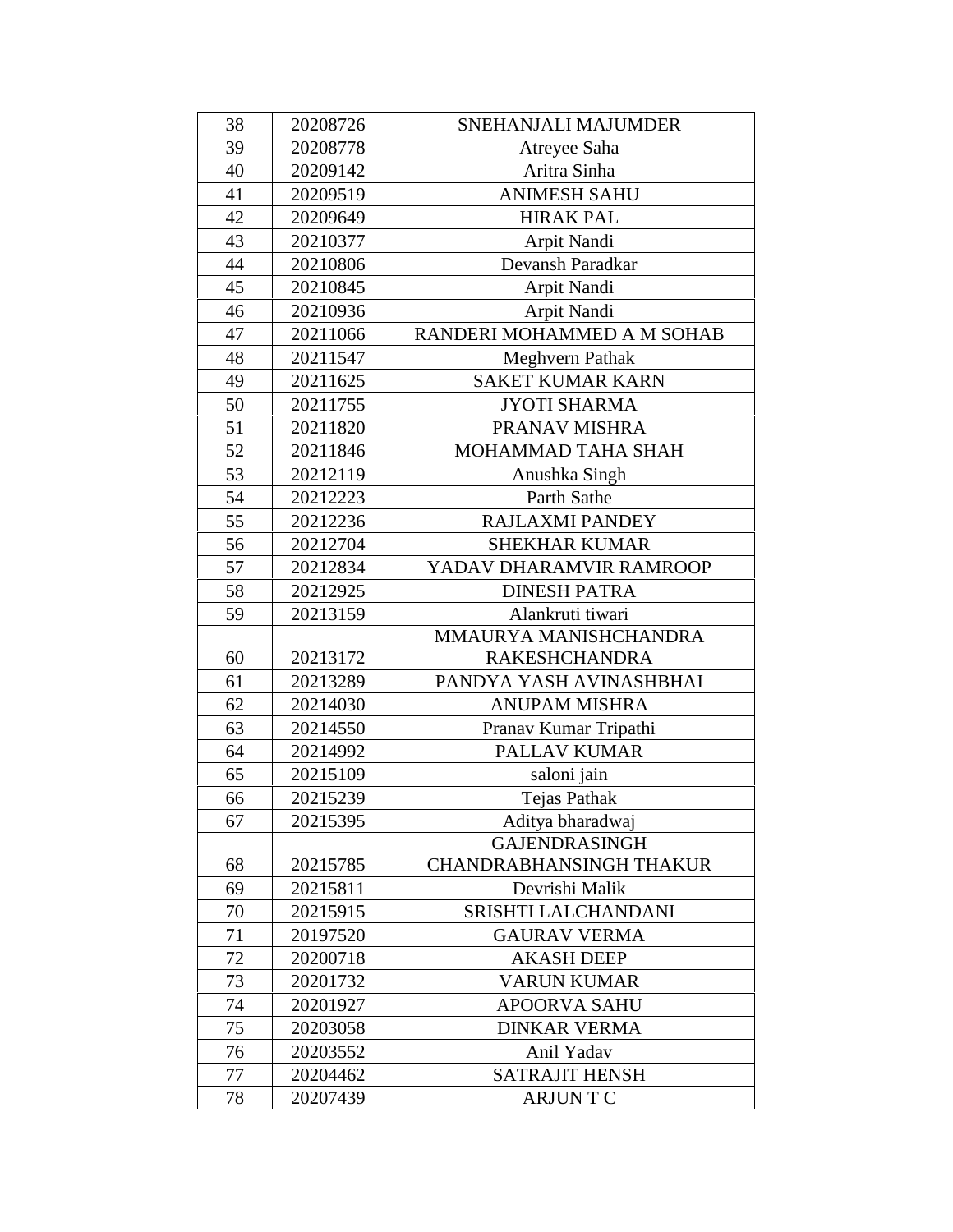| 38 | 20208726 | SNEHANJALI MAJUMDER |
|---|---|---|
| 39 | 20208778 | Atreyee Saha |
| 40 | 20209142 | Aritra Sinha |
| 41 | 20209519 | ANIMESH SAHU |
| 42 | 20209649 | HIRAK PAL |
| 43 | 20210377 | Arpit Nandi |
| 44 | 20210806 | Devansh Paradkar |
| 45 | 20210845 | Arpit Nandi |
| 46 | 20210936 | Arpit Nandi |
| 47 | 20211066 | RANDERI MOHAMMED A M SOHAB |
| 48 | 20211547 | Meghvern Pathak |
| 49 | 20211625 | SAKET KUMAR KARN |
| 50 | 20211755 | JYOTI SHARMA |
| 51 | 20211820 | PRANAV MISHRA |
| 52 | 20211846 | MOHAMMAD TAHA SHAH |
| 53 | 20212119 | Anushka Singh |
| 54 | 20212223 | Parth Sathe |
| 55 | 20212236 | RAJLAXMI PANDEY |
| 56 | 20212704 | SHEKHAR KUMAR |
| 57 | 20212834 | YADAV DHARAMVIR RAMROOP |
| 58 | 20212925 | DINESH PATRA |
| 59 | 20213159 | Alankruti tiwari |
| 60 | 20213172 | MMAURYA MANISHCHANDRA RAKESHCHANDRA |
| 61 | 20213289 | PANDYA YASH AVINASHBHAI |
| 62 | 20214030 | ANUPAM MISHRA |
| 63 | 20214550 | Pranav Kumar Tripathi |
| 64 | 20214992 | PALLAV KUMAR |
| 65 | 20215109 | saloni jain |
| 66 | 20215239 | Tejas Pathak |
| 67 | 20215395 | Aditya bharadwaj |
| 68 | 20215785 | GAJENDRASINGH CHANDRABHANSINGH THAKUR |
| 69 | 20215811 | Devrishi Malik |
| 70 | 20215915 | SRISHTI LALCHANDANI |
| 71 | 20197520 | GAURAV VERMA |
| 72 | 20200718 | AKASH DEEP |
| 73 | 20201732 | VARUN KUMAR |
| 74 | 20201927 | APOORVA SAHU |
| 75 | 20203058 | DINKAR VERMA |
| 76 | 20203552 | Anil Yadav |
| 77 | 20204462 | SATRAJIT HENSH |
| 78 | 20207439 | ARJUN T C |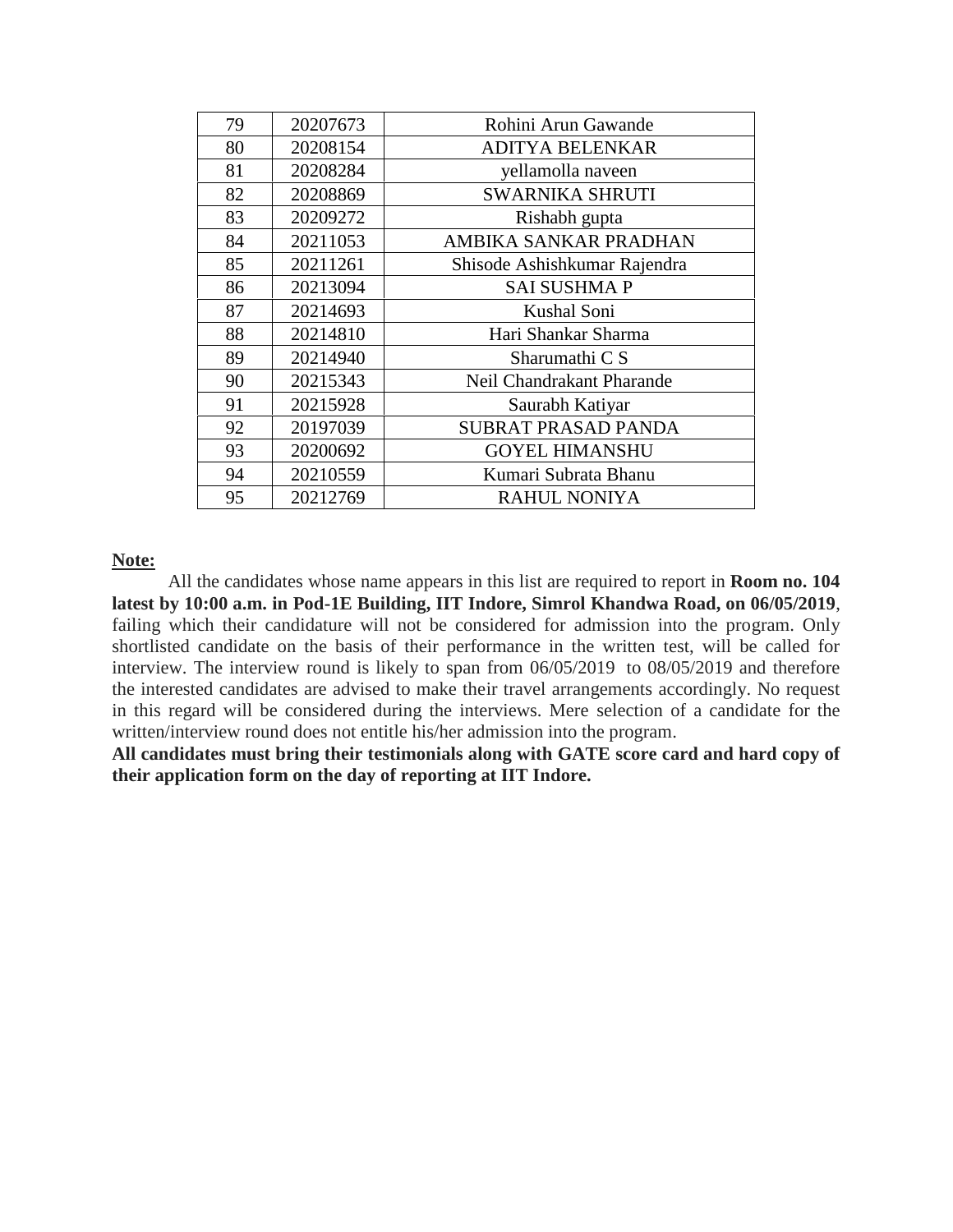| | | |
|---|---|---|
| 79 | 20207673 | Rohini Arun Gawande |
| 80 | 20208154 | ADITYA BELENKAR |
| 81 | 20208284 | yellamolla naveen |
| 82 | 20208869 | SWARNIKA SHRUTI |
| 83 | 20209272 | Rishabh gupta |
| 84 | 20211053 | AMBIKA SANKAR PRADHAN |
| 85 | 20211261 | Shisode Ashishkumar Rajendra |
| 86 | 20213094 | SAI SUSHMA P |
| 87 | 20214693 | Kushal Soni |
| 88 | 20214810 | Hari Shankar Sharma |
| 89 | 20214940 | Sharumathi C S |
| 90 | 20215343 | Neil Chandrakant Pharande |
| 91 | 20215928 | Saurabh Katiyar |
| 92 | 20197039 | SUBRAT PRASAD PANDA |
| 93 | 20200692 | GOYEL HIMANSHU |
| 94 | 20210559 | Kumari Subrata Bhanu |
| 95 | 20212769 | RAHUL NONIYA |

**Note:**

All the candidates whose name appears in this list are required to report in **Room no. 104 latest by 10:00 a.m. in Pod-1E Building, IIT Indore, Simrol Khandwa Road, on 06/05/2019**, failing which their candidature will not be considered for admission into the program. Only shortlisted candidate on the basis of their performance in the written test, will be called for interview. The interview round is likely to span from 06/05/2019 to 08/05/2019 and therefore the interested candidates are advised to make their travel arrangements accordingly. No request in this regard will be considered during the interviews. Mere selection of a candidate for the written/interview round does not entitle his/her admission into the program.

**All candidates must bring their testimonials along with GATE score card and hard copy of their application form on the day of reporting at IIT Indore.**